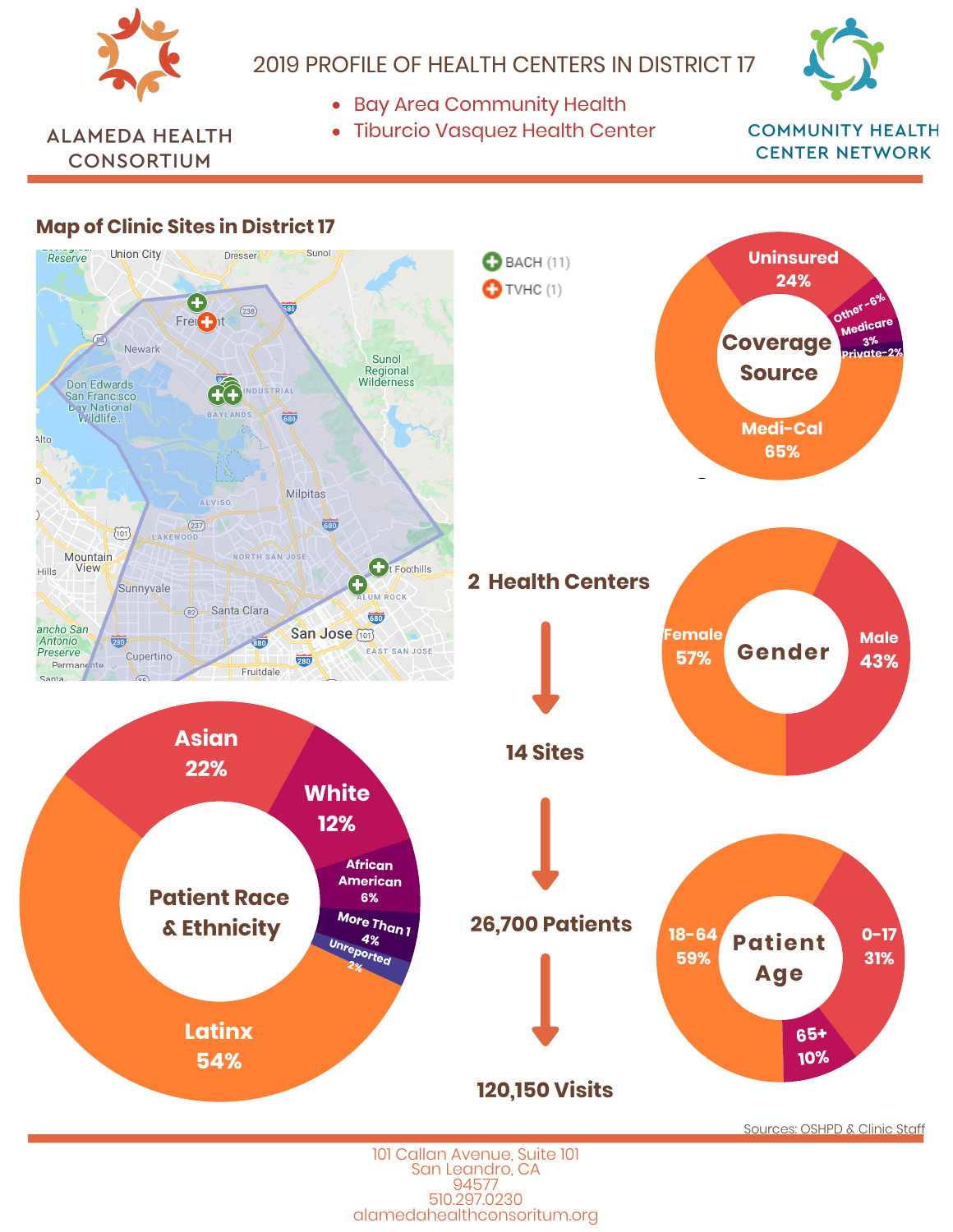ALAMEDA HEALTH CONSORTIUM

# 2019 PROFILE OF HEALTH CENTERS IN DISTRICT 17

- Bay Area Community Health
- Tiburcio Vasquez Health Center

COMMUNITY HEALTH CENTER NETWORK

## Map of Clinic Sites in District 17

- BACH (11)
- TVHC (1)

**Coverage Source**

- Uninsured 24%
- Other - 6%
- Medicare 3%
- Private - 2%
- Medi-Cal 65%

**2 Health Centers**

**14 Sites**

**26,700 Patients**

**120,150 Visits**

**Gender**

- Female 57%
- Male 43%

**Patient Race & Ethnicity**

- Asian 22%
- White 12%
- African American 6%
- More Than 1 4%
- Unreported 2%
- Latinx 54%

**Patient Age**

- 18-64 59%
- 0-17 31%
- 65+ 10%

Sources: OSHPD & Clinic Staff

101 Callan Avenue, Suite 101
San Leandro, CA
94577
510.297.0230
alamedahealthconsoritum.org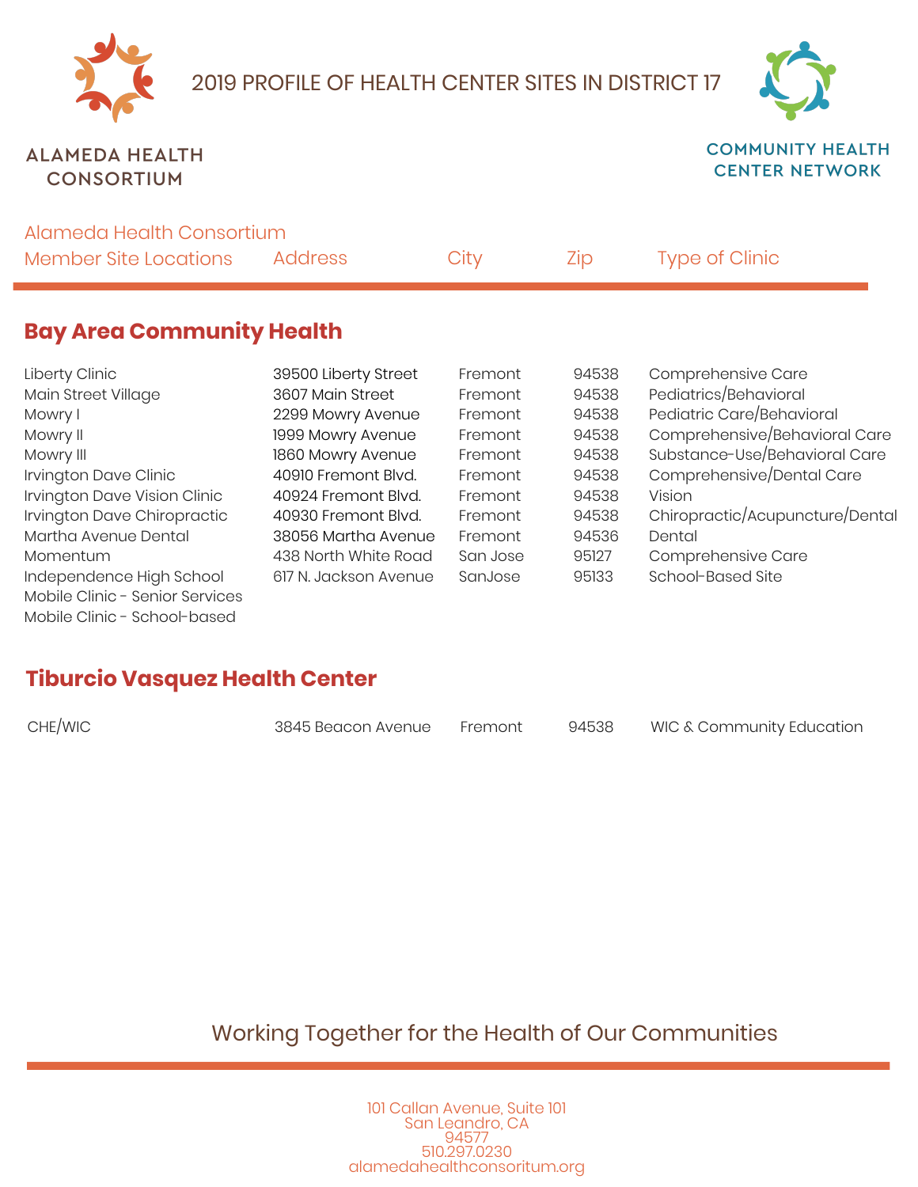ALAMEDA HEALTH CONSORTIUM

# 2019 PROFILE OF HEALTH CENTER SITES IN DISTRICT 17

COMMUNITY HEALTH CENTER NETWORK

| Alameda Health Consortium Member Site Locations | Address | City | Zip | Type of Clinic |
|---|---|---|---|---|
| **Bay Area Community Health** | | | | |
| Liberty Clinic | 39500 Liberty Street | Fremont | 94538 | Comprehensive Care |
| Main Street Village | 3607 Main Street | Fremont | 94538 | Pediatrics/Behavioral |
| Mowry I | 2299 Mowry Avenue | Fremont | 94538 | Pediatric Care/Behavioral |
| Mowry II | 1999 Mowry Avenue | Fremont | 94538 | Comprehensive/Behavioral Care |
| Mowry III | 1860 Mowry Avenue | Fremont | 94538 | Substance-Use/Behavioral Care |
| Irvington Dave Clinic | 40910 Fremont Blvd. | Fremont | 94538 | Comprehensive/Dental Care |
| Irvington Dave Vision Clinic | 40924 Fremont Blvd. | Fremont | 94538 | Vision |
| Irvington Dave Chiropractic | 40930 Fremont Blvd. | Fremont | 94538 | Chiropractic/Acupuncture/Dental |
| Martha Avenue Dental | 38056 Martha Avenue | Fremont | 94536 | Dental |
| Momentum | 438 North White Road | San Jose | 95127 | Comprehensive Care |
| Independence High School | 617 N. Jackson Avenue | SanJose | 95133 | School-Based Site |
| Mobile Clinic - Senior Services | | | | |
| Mobile Clinic - School-based | | | | |
| **Tiburcio Vasquez Health Center** | | | | |
| CHE/WIC | 3845 Beacon Avenue | Fremont | 94538 | WIC & Community Education |

Working Together for the Health of Our Communities

101 Callan Avenue, Suite 101
San Leandro, CA
94577
510.297.0230
alamedahealthconsoritum.org